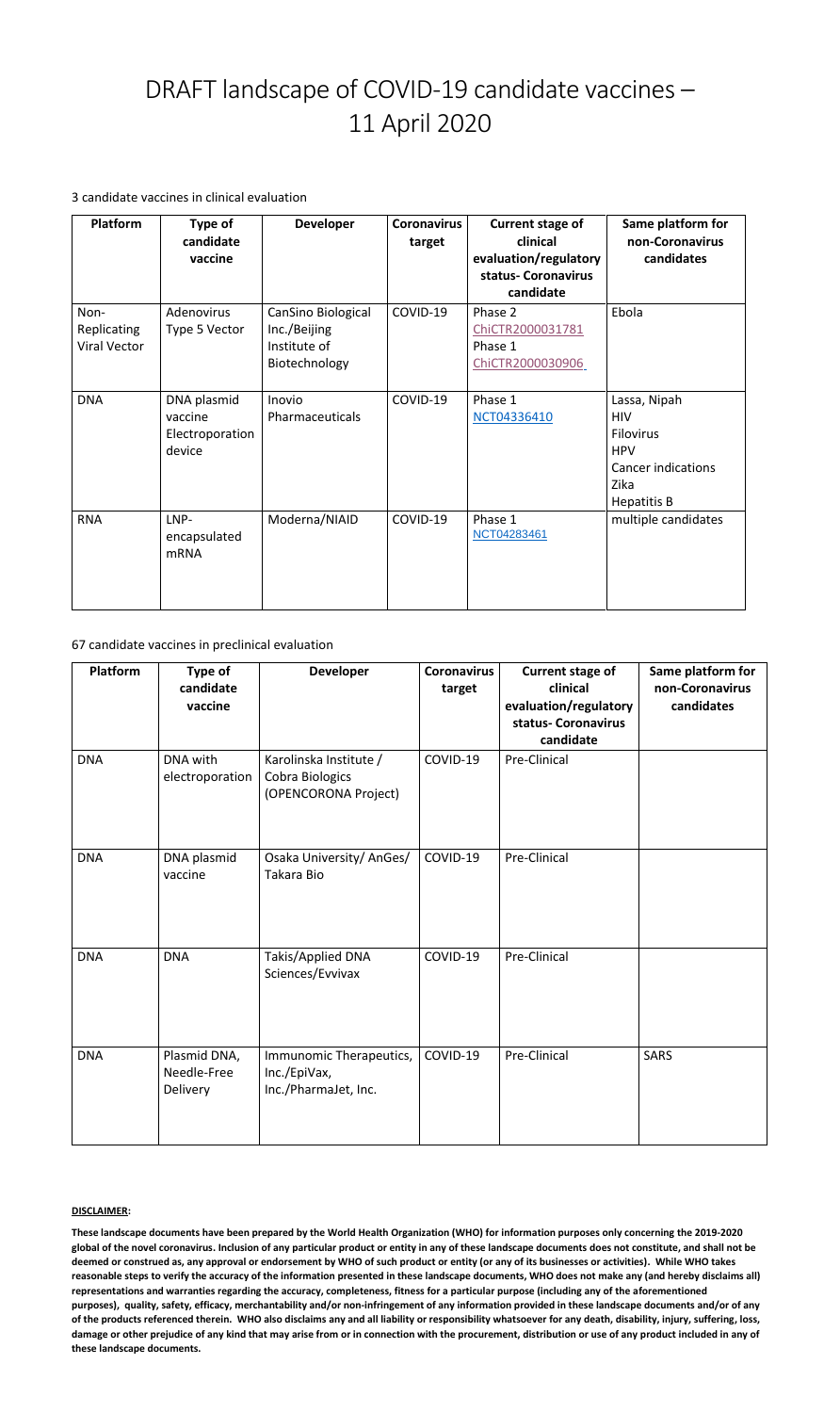# DRAFT landscape of COVID-19 candidate vaccines – 11 April 2020

3 candidate vaccines in clinical evaluation

| Platform | Type of candidate vaccine | Developer | Coronavirus target | Current stage of clinical evaluation/regulatory status- Coronavirus candidate | Same platform for non-Coronavirus candidates |
|---|---|---|---|---|---|
| Non-Replicating Viral Vector | Adenovirus Type 5 Vector | CanSino Biological Inc./Beijing Institute of Biotechnology | COVID-19 | Phase 2 ChiCTR2000031781 Phase 1 ChiCTR2000030906 | Ebola |
| DNA | DNA plasmid vaccine Electroporation device | Inovio Pharmaceuticals | COVID-19 | Phase 1 NCT04336410 | Lassa, Nipah HIV Filovirus HPV Cancer indications Zika Hepatitis B |
| RNA | LNP-encapsulated mRNA | Moderna/NIAID | COVID-19 | Phase 1 NCT04283461 | multiple candidates |

67 candidate vaccines in preclinical evaluation

| Platform | Type of candidate vaccine | Developer | Coronavirus target | Current stage of clinical evaluation/regulatory status- Coronavirus candidate | Same platform for non-Coronavirus candidates |
|---|---|---|---|---|---|
| DNA | DNA with electroporation | Karolinska Institute / Cobra Biologics (OPENCORONA Project) | COVID-19 | Pre-Clinical | |
| DNA | DNA plasmid vaccine | Osaka University/ AnGes/ Takara Bio | COVID-19 | Pre-Clinical | |
| DNA | DNA | Takis/Applied DNA Sciences/Evvivax | COVID-19 | Pre-Clinical | |
| DNA | Plasmid DNA, Needle-Free Delivery | Immunomic Therapeutics, Inc./EpiVax, Inc./PharmaJet, Inc. | COVID-19 | Pre-Clinical | SARS |

**DISCLAIMER:**

**These landscape documents have been prepared by the World Health Organization (WHO) for information purposes only concerning the 2019-2020 global of the novel coronavirus. Inclusion of any particular product or entity in any of these landscape documents does not constitute, and shall not be deemed or construed as, any approval or endorsement by WHO of such product or entity (or any of its businesses or activities). While WHO takes reasonable steps to verify the accuracy of the information presented in these landscape documents, WHO does not make any (and hereby disclaims all) representations and warranties regarding the accuracy, completeness, fitness for a particular purpose (including any of the aforementioned purposes), quality, safety, efficacy, merchantability and/or non-infringement of any information provided in these landscape documents and/or of any of the products referenced therein. WHO also disclaims any and all liability or responsibility whatsoever for any death, disability, injury, suffering, loss, damage or other prejudice of any kind that may arise from or in connection with the procurement, distribution or use of any product included in any of these landscape documents.**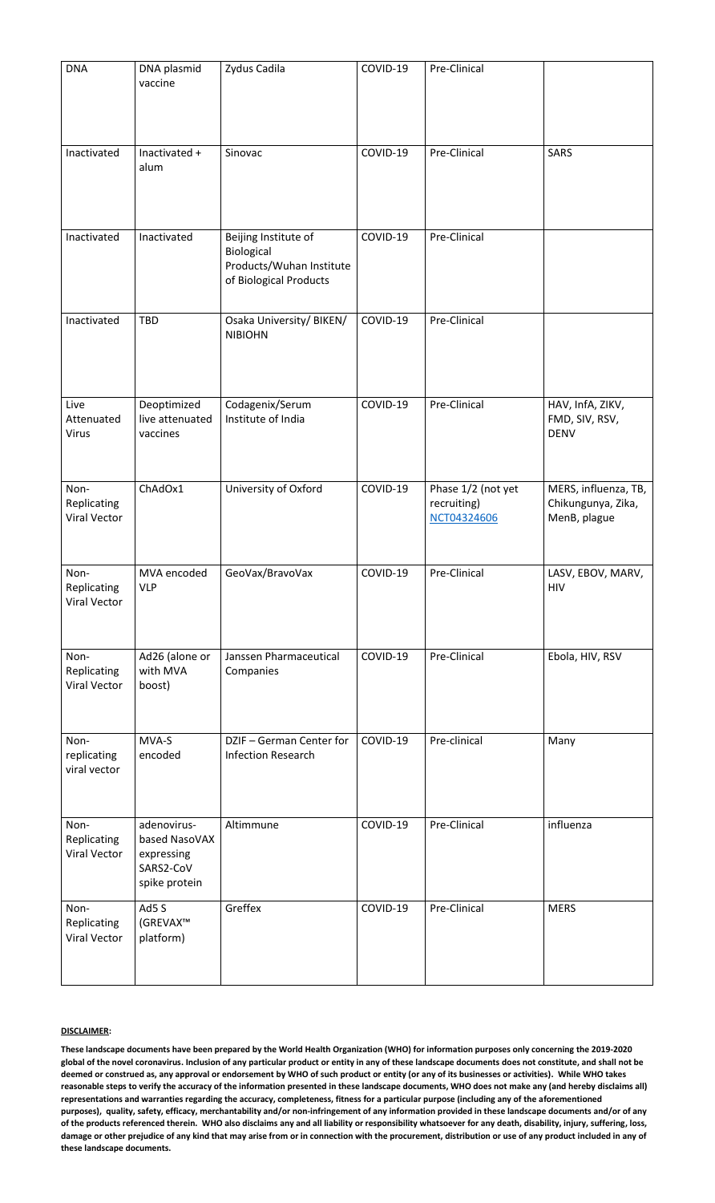| DNA | DNA plasmid vaccine | Zydus Cadila | COVID-19 | Pre-Clinical | |
|---|---|---|---|---|---|
| Inactivated | Inactivated + alum | Sinovac | COVID-19 | Pre-Clinical | SARS |
| Inactivated | Inactivated | Beijing Institute of Biological Products/Wuhan Institute of Biological Products | COVID-19 | Pre-Clinical | |
| Inactivated | TBD | Osaka University/ BIKEN/ NIBIOHN | COVID-19 | Pre-Clinical | |
| Live Attenuated Virus | Deoptimized live attenuated vaccines | Codagenix/Serum Institute of India | COVID-19 | Pre-Clinical | HAV, InfA, ZIKV, FMD, SIV, RSV, DENV |
| Non-Replicating Viral Vector | ChAdOx1 | University of Oxford | COVID-19 | Phase 1/2 (not yet recruiting) NCT04324606 | MERS, influenza, TB, Chikungunya, Zika, MenB, plague |
| Non-Replicating Viral Vector | MVA encoded VLP | GeoVax/BravoVax | COVID-19 | Pre-Clinical | LASV, EBOV, MARV, HIV |
| Non-Replicating Viral Vector | Ad26 (alone or with MVA boost) | Janssen Pharmaceutical Companies | COVID-19 | Pre-Clinical | Ebola, HIV, RSV |
| Non-replicating viral vector | MVA-S encoded | DZIF – German Center for Infection Research | COVID-19 | Pre-clinical | Many |
| Non-Replicating Viral Vector | adenovirus-based NasoVAX expressing SARS2-CoV spike protein | Altimmune | COVID-19 | Pre-Clinical | influenza |
| Non-Replicating Viral Vector | Ad5 S (GREVAX™ platform) | Greffex | COVID-19 | Pre-Clinical | MERS |

**DISCLAIMER:**

**These landscape documents have been prepared by the World Health Organization (WHO) for information purposes only concerning the 2019-2020 global of the novel coronavirus. Inclusion of any particular product or entity in any of these landscape documents does not constitute, and shall not be deemed or construed as, any approval or endorsement by WHO of such product or entity (or any of its businesses or activities). While WHO takes reasonable steps to verify the accuracy of the information presented in these landscape documents, WHO does not make any (and hereby disclaims all) representations and warranties regarding the accuracy, completeness, fitness for a particular purpose (including any of the aforementioned purposes), quality, safety, efficacy, merchantability and/or non-infringement of any information provided in these landscape documents and/or of any of the products referenced therein. WHO also disclaims any and all liability or responsibility whatsoever for any death, disability, injury, suffering, loss, damage or other prejudice of any kind that may arise from or in connection with the procurement, distribution or use of any product included in any of these landscape documents.**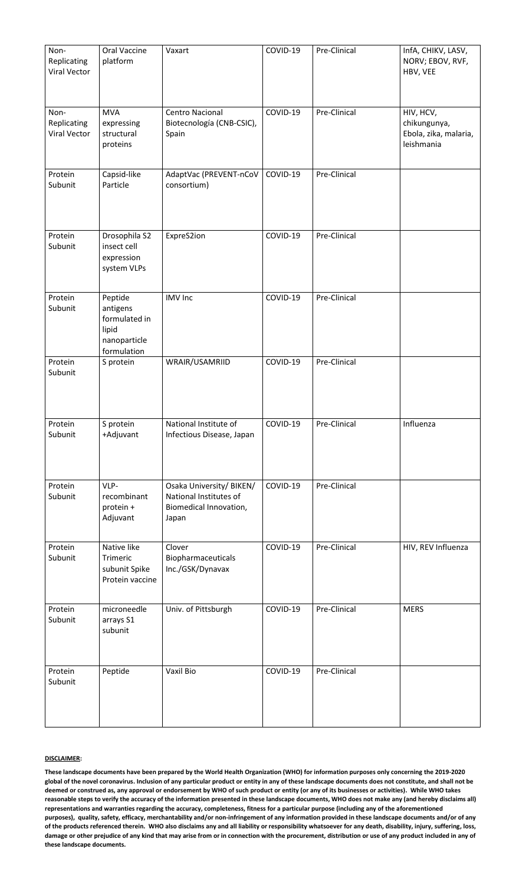| Non-Replicating Viral Vector | Oral Vaccine platform | Vaxart | COVID-19 | Pre-Clinical | InfA, CHIKV, LASV, NORV; EBOV, RVF, HBV, VEE |
|---|---|---|---|---|---|
| Non-Replicating Viral Vector | MVA expressing structural proteins | Centro Nacional Biotecnología (CNB-CSIC), Spain | COVID-19 | Pre-Clinical | HIV, HCV, chikungunya, Ebola, zika, malaria, leishmania |
| Protein Subunit | Capsid-like Particle | AdaptVac (PREVENT-nCoV consortium) | COVID-19 | Pre-Clinical | |
| Protein Subunit | Drosophila S2 insect cell expression system VLPs | ExpreS2ion | COVID-19 | Pre-Clinical | |
| Protein Subunit | Peptide antigens formulated in lipid nanoparticle formulation | IMV Inc | COVID-19 | Pre-Clinical | |
| Protein Subunit | S protein | WRAIR/USAMRIID | COVID-19 | Pre-Clinical | |
| Protein Subunit | S protein +Adjuvant | National Institute of Infectious Disease, Japan | COVID-19 | Pre-Clinical | Influenza |
| Protein Subunit | VLP-recombinant protein + Adjuvant | Osaka University/ BIKEN/ National Institutes of Biomedical Innovation, Japan | COVID-19 | Pre-Clinical | |
| Protein Subunit | Native like Trimeric subunit Spike Protein vaccine | Clover Biopharmaceuticals Inc./GSK/Dynavax | COVID-19 | Pre-Clinical | HIV, REV Influenza |
| Protein Subunit | microneedle arrays S1 subunit | Univ. of Pittsburgh | COVID-19 | Pre-Clinical | MERS |
| Protein Subunit | Peptide | Vaxil Bio | COVID-19 | Pre-Clinical | |

**DISCLAIMER:**

**These landscape documents have been prepared by the World Health Organization (WHO) for information purposes only concerning the 2019-2020 global of the novel coronavirus. Inclusion of any particular product or entity in any of these landscape documents does not constitute, and shall not be deemed or construed as, any approval or endorsement by WHO of such product or entity (or any of its businesses or activities). While WHO takes reasonable steps to verify the accuracy of the information presented in these landscape documents, WHO does not make any (and hereby disclaims all) representations and warranties regarding the accuracy, completeness, fitness for a particular purpose (including any of the aforementioned purposes), quality, safety, efficacy, merchantability and/or non-infringement of any information provided in these landscape documents and/or of any of the products referenced therein. WHO also disclaims any and all liability or responsibility whatsoever for any death, disability, injury, suffering, loss, damage or other prejudice of any kind that may arise from or in connection with the procurement, distribution or use of any product included in any of these landscape documents.**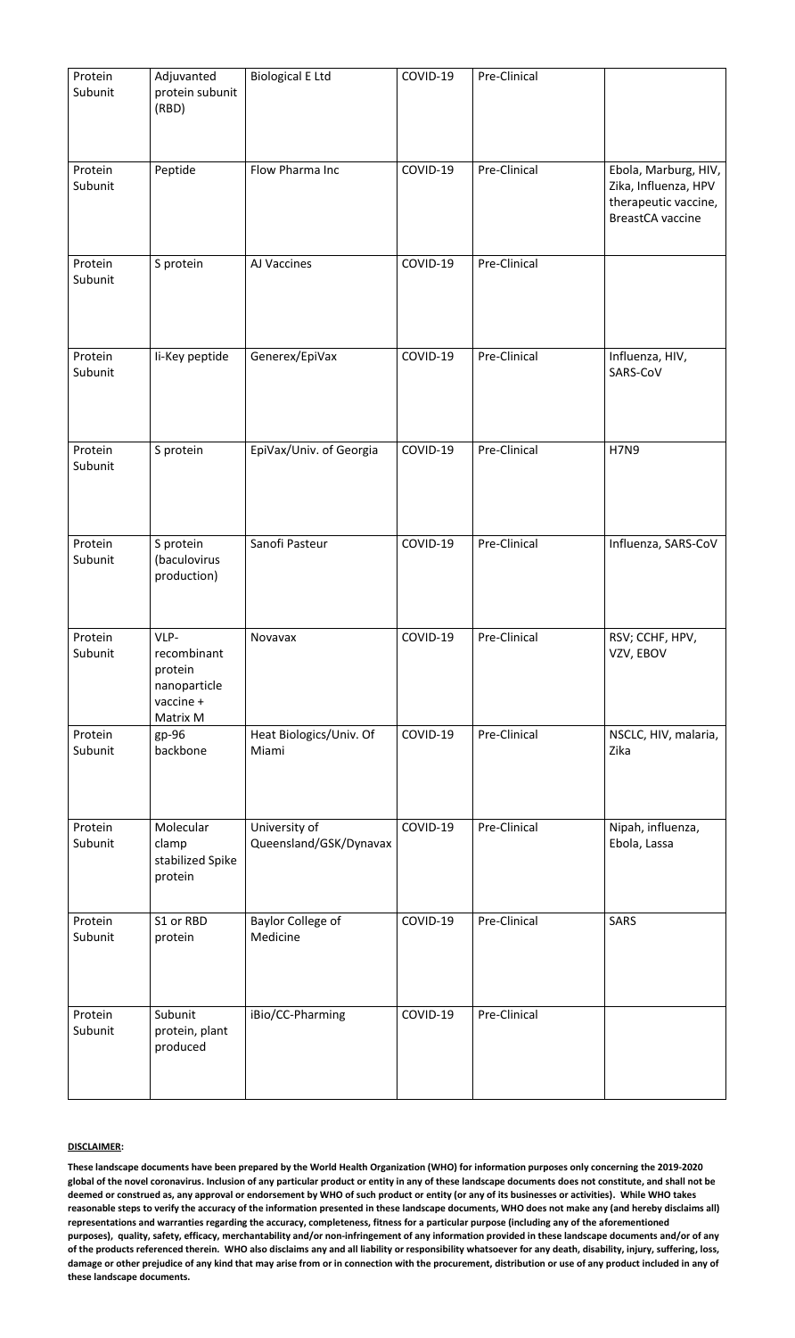| Protein Subunit | Adjuvanted protein subunit (RBD) | Biological E Ltd | COVID-19 | Pre-Clinical | |
|---|---|---|---|---|---|
| Protein Subunit | Peptide | Flow Pharma Inc | COVID-19 | Pre-Clinical | Ebola, Marburg, HIV, Zika, Influenza, HPV therapeutic vaccine, BreastCA vaccine |
| Protein Subunit | S protein | AJ Vaccines | COVID-19 | Pre-Clinical | |
| Protein Subunit | Ii-Key peptide | Generex/EpiVax | COVID-19 | Pre-Clinical | Influenza, HIV, SARS-CoV |
| Protein Subunit | S protein | EpiVax/Univ. of Georgia | COVID-19 | Pre-Clinical | H7N9 |
| Protein Subunit | S protein (baculovirus production) | Sanofi Pasteur | COVID-19 | Pre-Clinical | Influenza, SARS-CoV |
| Protein Subunit | VLP-recombinant protein nanoparticle vaccine + Matrix M | Novavax | COVID-19 | Pre-Clinical | RSV; CCHF, HPV, VZV, EBOV |
| Protein Subunit | gp-96 backbone | Heat Biologics/Univ. Of Miami | COVID-19 | Pre-Clinical | NSCLC, HIV, malaria, Zika |
| Protein Subunit | Molecular clamp stabilized Spike protein | University of Queensland/GSK/Dynavax | COVID-19 | Pre-Clinical | Nipah, influenza, Ebola, Lassa |
| Protein Subunit | S1 or RBD protein | Baylor College of Medicine | COVID-19 | Pre-Clinical | SARS |
| Protein Subunit | Subunit protein, plant produced | iBio/CC-Pharming | COVID-19 | Pre-Clinical | |

**DISCLAIMER:**

**These landscape documents have been prepared by the World Health Organization (WHO) for information purposes only concerning the 2019-2020 global of the novel coronavirus. Inclusion of any particular product or entity in any of these landscape documents does not constitute, and shall not be deemed or construed as, any approval or endorsement by WHO of such product or entity (or any of its businesses or activities). While WHO takes reasonable steps to verify the accuracy of the information presented in these landscape documents, WHO does not make any (and hereby disclaims all) representations and warranties regarding the accuracy, completeness, fitness for a particular purpose (including any of the aforementioned purposes), quality, safety, efficacy, merchantability and/or non-infringement of any information provided in these landscape documents and/or of any of the products referenced therein. WHO also disclaims any and all liability or responsibility whatsoever for any death, disability, injury, suffering, loss, damage or other prejudice of any kind that may arise from or in connection with the procurement, distribution or use of any product included in any of these landscape documents.**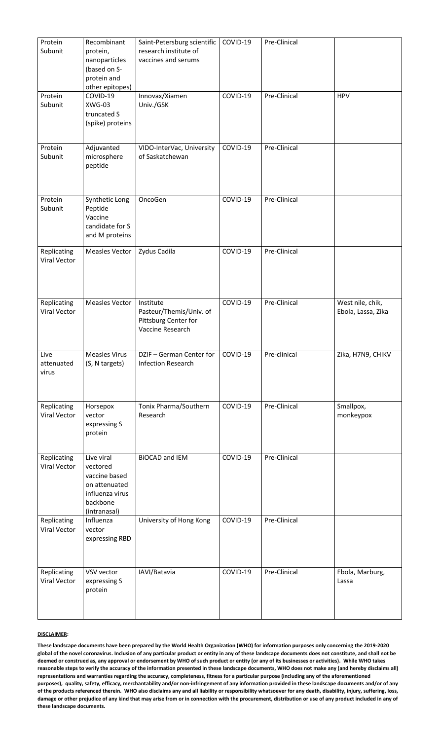| Protein Subunit | Recombinant protein, nanoparticles (based on S-protein and other epitopes) | Saint-Petersburg scientific research institute of vaccines and serums | COVID-19 | Pre-Clinical | |
|---|---|---|---|---|---|
| Protein Subunit | COVID-19 XWG-03 truncated S (spike) proteins | Innovax/Xiamen Univ./GSK | COVID-19 | Pre-Clinical | HPV |
| Protein Subunit | Adjuvanted microsphere peptide | VIDO-InterVac, University of Saskatchewan | COVID-19 | Pre-Clinical | |
| Protein Subunit | Synthetic Long Peptide Vaccine candidate for S and M proteins | OncoGen | COVID-19 | Pre-Clinical | |
| Replicating Viral Vector | Measles Vector | Zydus Cadila | COVID-19 | Pre-Clinical | |
| Replicating Viral Vector | Measles Vector | Institute Pasteur/Themis/Univ. of Pittsburg Center for Vaccine Research | COVID-19 | Pre-Clinical | West nile, chik, Ebola, Lassa, Zika |
| Live attenuated virus | Measles Virus (S, N targets) | DZIF – German Center for Infection Research | COVID-19 | Pre-clinical | Zika, H7N9, CHIKV |
| Replicating Viral Vector | Horsepox vector expressing S protein | Tonix Pharma/Southern Research | COVID-19 | Pre-Clinical | Smallpox, monkeypox |
| Replicating Viral Vector | Live viral vectored vaccine based on attenuated influenza virus backbone (intranasal) | BiOCAD and IEM | COVID-19 | Pre-Clinical | |
| Replicating Viral Vector | Influenza vector expressing RBD | University of Hong Kong | COVID-19 | Pre-Clinical | |
| Replicating Viral Vector | VSV vector expressing S protein | IAVI/Batavia | COVID-19 | Pre-Clinical | Ebola, Marburg, Lassa |

**DISCLAIMER:**

**These landscape documents have been prepared by the World Health Organization (WHO) for information purposes only concerning the 2019-2020 global of the novel coronavirus. Inclusion of any particular product or entity in any of these landscape documents does not constitute, and shall not be deemed or construed as, any approval or endorsement by WHO of such product or entity (or any of its businesses or activities). While WHO takes reasonable steps to verify the accuracy of the information presented in these landscape documents, WHO does not make any (and hereby disclaims all) representations and warranties regarding the accuracy, completeness, fitness for a particular purpose (including any of the aforementioned purposes), quality, safety, efficacy, merchantability and/or non-infringement of any information provided in these landscape documents and/or of any of the products referenced therein. WHO also disclaims any and all liability or responsibility whatsoever for any death, disability, injury, suffering, loss, damage or other prejudice of any kind that may arise from or in connection with the procurement, distribution or use of any product included in any of these landscape documents.**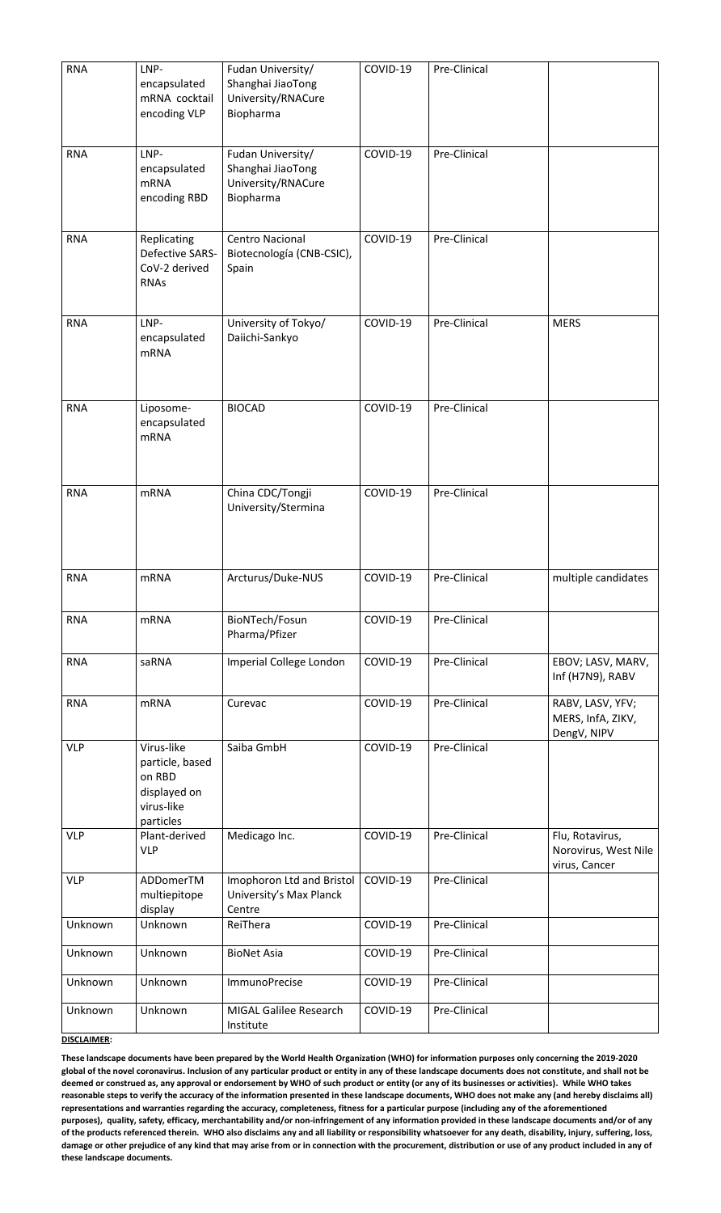| RNA | LNP-encapsulated mRNA cocktail encoding VLP | Fudan University/ Shanghai JiaoTong University/RNACure Biopharma | COVID-19 | Pre-Clinical | |
|---|---|---|---|---|---|
| RNA | LNP-encapsulated mRNA encoding RBD | Fudan University/ Shanghai JiaoTong University/RNACure Biopharma | COVID-19 | Pre-Clinical | |
| RNA | Replicating Defective SARS-CoV-2 derived RNAs | Centro Nacional Biotecnología (CNB-CSIC), Spain | COVID-19 | Pre-Clinical | |
| RNA | LNP-encapsulated mRNA | University of Tokyo/ Daiichi-Sankyo | COVID-19 | Pre-Clinical | MERS |
| RNA | Liposome-encapsulated mRNA | BIOCAD | COVID-19 | Pre-Clinical | |
| RNA | mRNA | China CDC/Tongji University/Stermina | COVID-19 | Pre-Clinical | |
| RNA | mRNA | Arcturus/Duke-NUS | COVID-19 | Pre-Clinical | multiple candidates |
| RNA | mRNA | BioNTech/Fosun Pharma/Pfizer | COVID-19 | Pre-Clinical | |
| RNA | saRNA | Imperial College London | COVID-19 | Pre-Clinical | EBOV; LASV, MARV, Inf (H7N9), RABV |
| RNA | mRNA | Curevac | COVID-19 | Pre-Clinical | RABV, LASV, YFV; MERS, InfA, ZIKV, DengV, NIPV |
| VLP | Virus-like particle, based on RBD displayed on virus-like particles | Saiba GmbH | COVID-19 | Pre-Clinical | |
| VLP | Plant-derived VLP | Medicago Inc. | COVID-19 | Pre-Clinical | Flu, Rotavirus, Norovirus, West Nile virus, Cancer |
| VLP | ADDomerTM multiepitope display | Imophoron Ltd and Bristol University's Max Planck Centre | COVID-19 | Pre-Clinical | |
| Unknown | Unknown | ReiThera | COVID-19 | Pre-Clinical | |
| Unknown | Unknown | BioNet Asia | COVID-19 | Pre-Clinical | |
| Unknown | Unknown | ImmunoPrecise | COVID-19 | Pre-Clinical | |
| Unknown | Unknown | MIGAL Galilee Research Institute | COVID-19 | Pre-Clinical | |

**DISCLAIMER:**

**These landscape documents have been prepared by the World Health Organization (WHO) for information purposes only concerning the 2019-2020 global of the novel coronavirus. Inclusion of any particular product or entity in any of these landscape documents does not constitute, and shall not be deemed or construed as, any approval or endorsement by WHO of such product or entity (or any of its businesses or activities). While WHO takes reasonable steps to verify the accuracy of the information presented in these landscape documents, WHO does not make any (and hereby disclaims all) representations and warranties regarding the accuracy, completeness, fitness for a particular purpose (including any of the aforementioned purposes), quality, safety, efficacy, merchantability and/or non-infringement of any information provided in these landscape documents and/or of any of the products referenced therein. WHO also disclaims any and all liability or responsibility whatsoever for any death, disability, injury, suffering, loss, damage or other prejudice of any kind that may arise from or in connection with the procurement, distribution or use of any product included in any of these landscape documents.**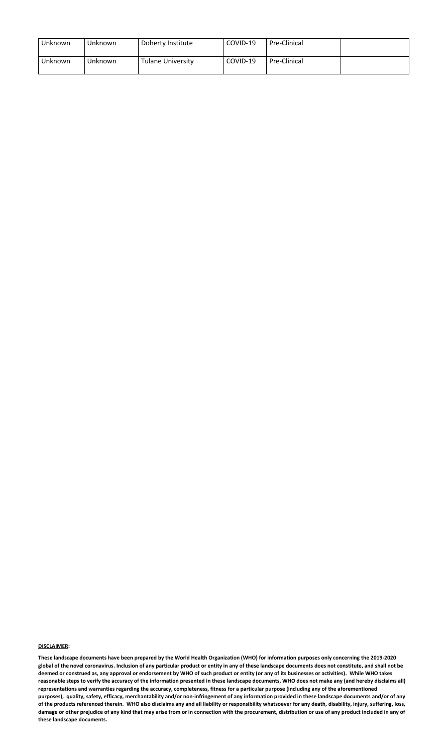| | | | | | |
|---|---|---|---|---|---|
| Unknown | Unknown | Doherty Institute | COVID-19 | Pre-Clinical | |
| Unknown | Unknown | Tulane University | COVID-19 | Pre-Clinical | |

**DISCLAIMER:**

**These landscape documents have been prepared by the World Health Organization (WHO) for information purposes only concerning the 2019-2020 global of the novel coronavirus. Inclusion of any particular product or entity in any of these landscape documents does not constitute, and shall not be deemed or construed as, any approval or endorsement by WHO of such product or entity (or any of its businesses or activities). While WHO takes reasonable steps to verify the accuracy of the information presented in these landscape documents, WHO does not make any (and hereby disclaims all) representations and warranties regarding the accuracy, completeness, fitness for a particular purpose (including any of the aforementioned purposes), quality, safety, efficacy, merchantability and/or non-infringement of any information provided in these landscape documents and/or of any of the products referenced therein. WHO also disclaims any and all liability or responsibility whatsoever for any death, disability, injury, suffering, loss, damage or other prejudice of any kind that may arise from or in connection with the procurement, distribution or use of any product included in any of these landscape documents.**